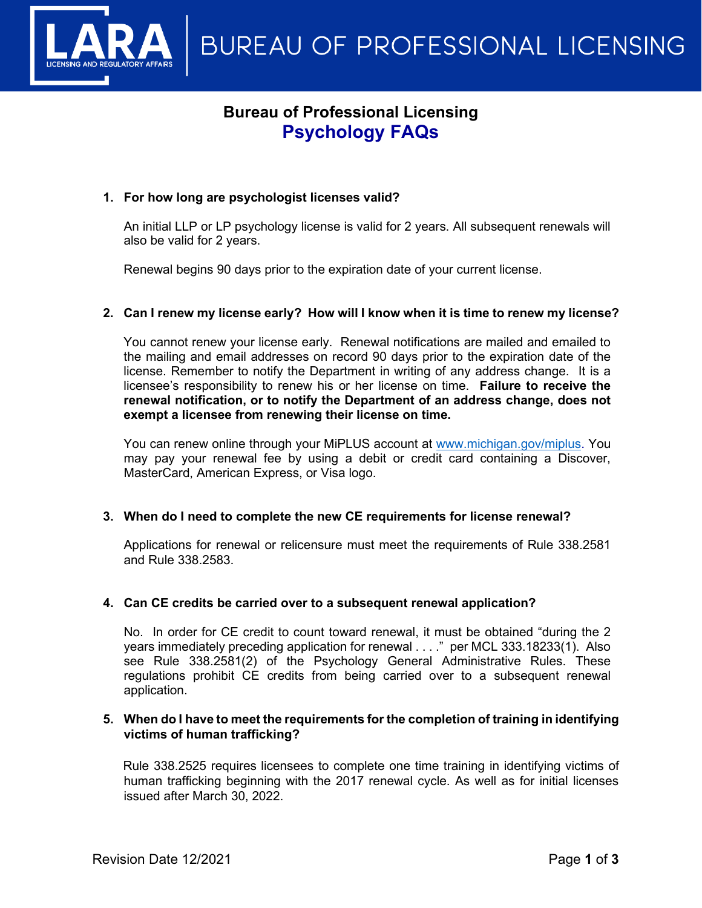# Bureau of Professional Licensing

## Psychology FAQs

1. **For how long are psychologist licenses valid?**

   An initial LLP or LP psychology license is valid for 2 years. All subsequent renewals will also be valid for 2 years.

   Renewal begins 90 days prior to the expiration date of your current license.

2. **Can I renew my license early? How will I know when it is time to renew my license?**

   You cannot renew your license early. Renewal notifications are mailed and emailed to the mailing and email addresses on record 90 days prior to the expiration date of the license. Remember to notify the Department in writing of any address change. It is a licensee's responsibility to renew his or her license on time. **Failure to receive the renewal notification, or to notify the Department of an address change, does not exempt a licensee from renewing their license on time.**

   You can renew online through your MiPLUS account at [www.michigan.gov/miplus](http://www.michigan.gov/miplus). You may pay your renewal fee by using a debit or credit card containing a Discover, MasterCard, American Express, or Visa logo.

3. **When do I need to complete the new CE requirements for license renewal?**

   Applications for renewal or relicensure must meet the requirements of Rule 338.2581 and Rule 338.2583.

4. **Can CE credits be carried over to a subsequent renewal application?**

   No. In order for CE credit to count toward renewal, it must be obtained "during the 2 years immediately preceding application for renewal . . . ." per MCL 333.18233(1). Also see Rule 338.2581(2) of the Psychology General Administrative Rules. These regulations prohibit CE credits from being carried over to a subsequent renewal application.

5. **When do I have to meet the requirements for the completion of training in identifying victims of human trafficking?**

   Rule 338.2525 requires licensees to complete one time training in identifying victims of human trafficking beginning with the 2017 renewal cycle. As well as for initial licenses issued after March 30, 2022.

Revision Date 12/2021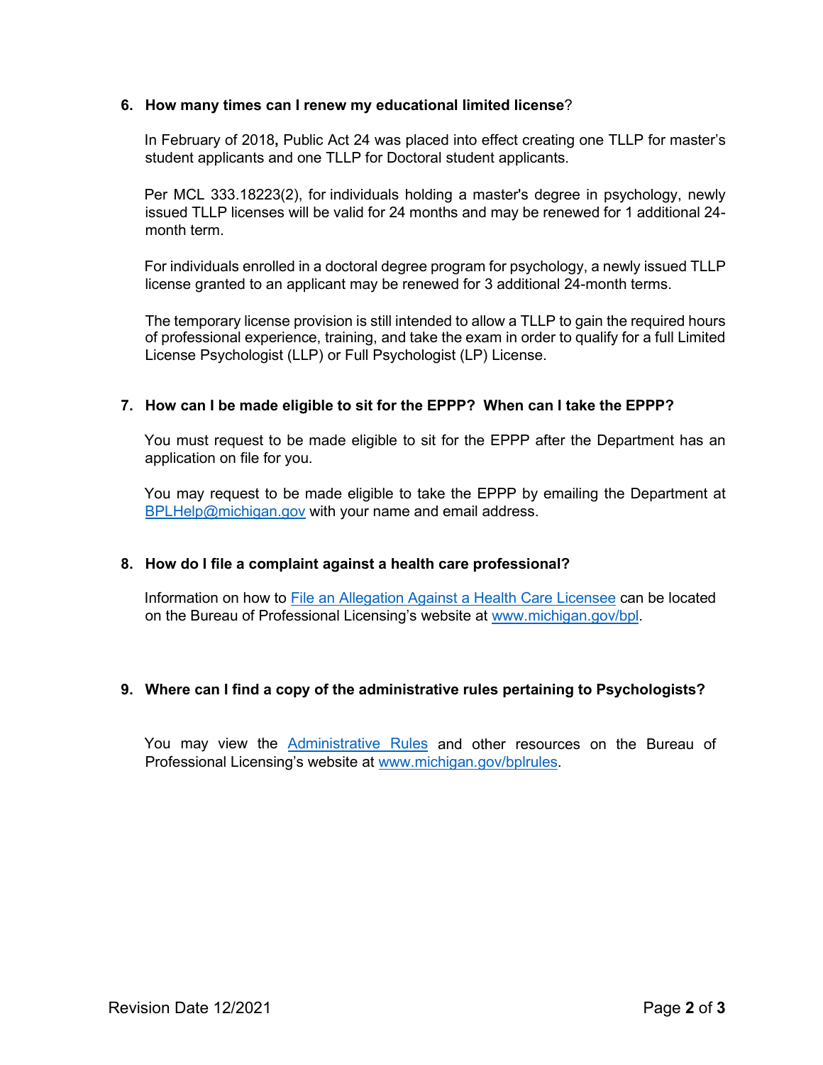**6. How many times can I renew my educational limited license?**

In February of 2018, Public Act 24 was placed into effect creating one TLLP for master's student applicants and one TLLP for Doctoral student applicants.

Per MCL 333.18223(2), for individuals holding a master's degree in psychology, newly issued TLLP licenses will be valid for 24 months and may be renewed for 1 additional 24-month term.

For individuals enrolled in a doctoral degree program for psychology, a newly issued TLLP license granted to an applicant may be renewed for 3 additional 24-month terms.

The temporary license provision is still intended to allow a TLLP to gain the required hours of professional experience, training, and take the exam in order to qualify for a full Limited License Psychologist (LLP) or Full Psychologist (LP) License.

**7. How can I be made eligible to sit for the EPPP? When can I take the EPPP?**

You must request to be made eligible to sit for the EPPP after the Department has an application on file for you.

You may request to be made eligible to take the EPPP by emailing the Department at [BPLHelp@michigan.gov](mailto:BPLHelp@michigan.gov) with your name and email address.

**8. How do I file a complaint against a health care professional?**

Information on how to File an Allegation Against a Health Care Licensee can be located on the Bureau of Professional Licensing's website at [www.michigan.gov/bpl](http://www.michigan.gov/bpl).

**9. Where can I find a copy of the administrative rules pertaining to Psychologists?**

You may view the Administrative Rules and other resources on the Bureau of Professional Licensing's website at [www.michigan.gov/bplrules](http://www.michigan.gov/bplrules).

Revision Date 12/2021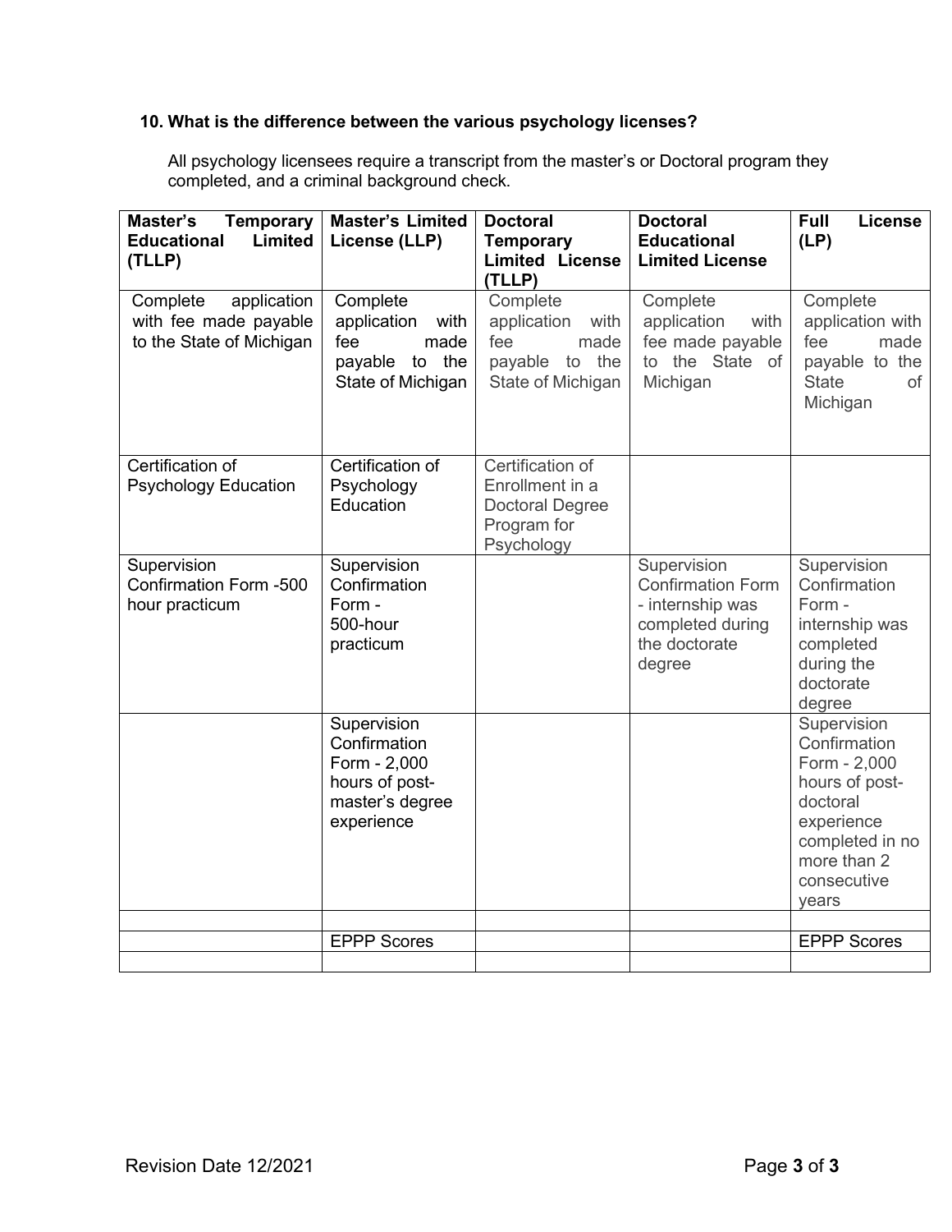**10. What is the difference between the various psychology licenses?**

All psychology licensees require a transcript from the master's or Doctoral program they completed, and a criminal background check.

| Master's Temporary Educational Limited (TLLP) | Master's Limited License (LLP) | Doctoral Temporary Limited License (TLLP) | Doctoral Educational Limited License | Full License (LP) |
|---|---|---|---|---|
| Complete application with fee made payable to the State of Michigan | Complete application with fee made payable to the State of Michigan | Complete application with fee made payable to the State of Michigan | Complete application with fee made payable to the State of Michigan | Complete application with fee made payable to the State of Michigan |
| Certification of Psychology Education | Certification of Psychology Education | Certification of Enrollment in a Doctoral Degree Program for Psychology | | |
| Supervision Confirmation Form -500 hour practicum | Supervision Confirmation Form - 500-hour practicum | | Supervision Confirmation Form - internship was completed during the doctorate degree | Supervision Confirmation Form - internship was completed during the doctorate degree |
| | Supervision Confirmation Form - 2,000 hours of post-master's degree experience | | | Supervision Confirmation Form - 2,000 hours of post-doctoral experience completed in no more than 2 consecutive years |
| | | | | |
| | EPPP Scores | | | EPPP Scores |
| | | | | |